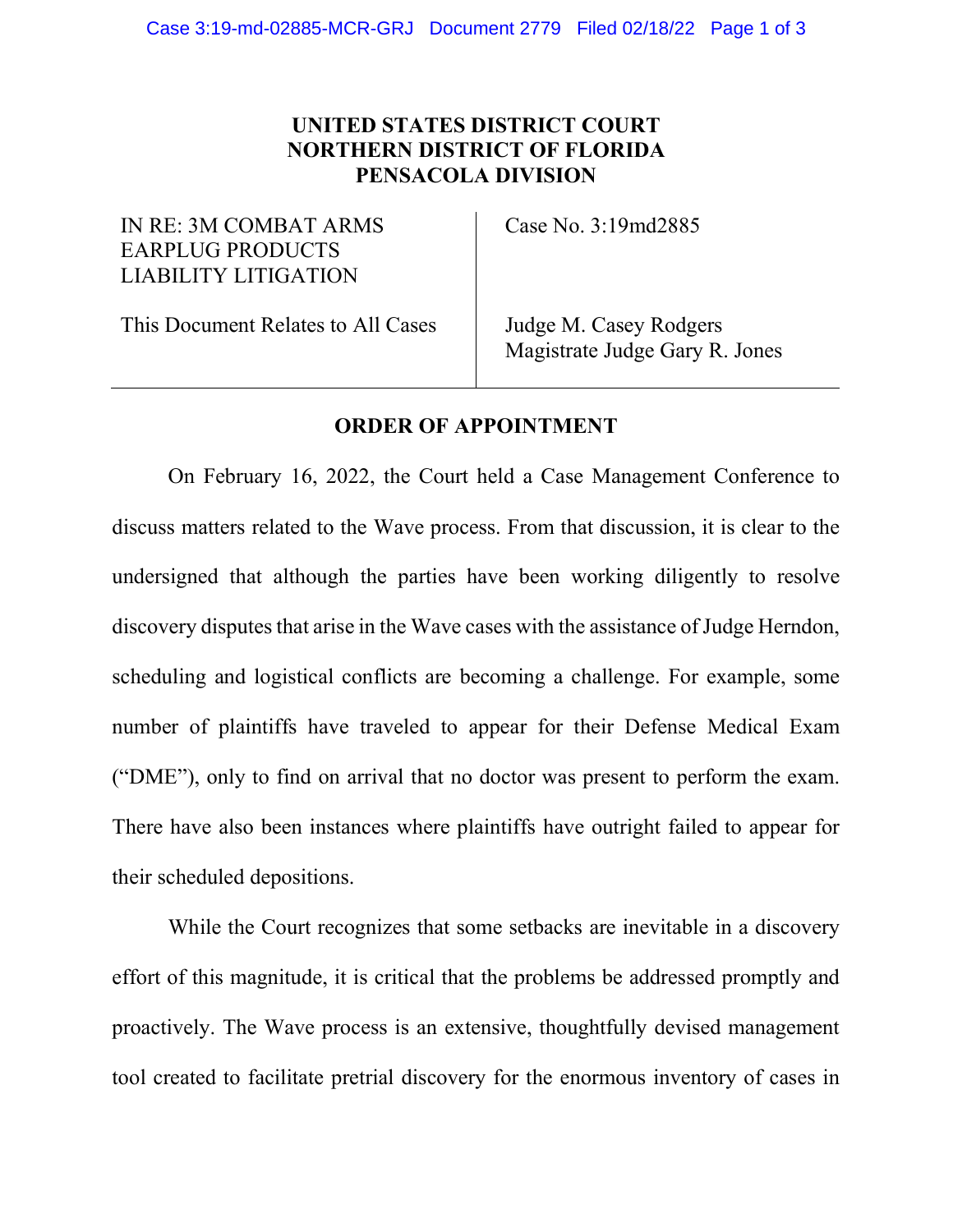**UNITED STATES DISTRICT COURT**
**NORTHERN DISTRICT OF FLORIDA**
**PENSACOLA DIVISION**

| | |
|---|---|
| IN RE: 3M COMBAT ARMS EARPLUG PRODUCTS LIABILITY LITIGATION | Case No. 3:19md2885 |
| This Document Relates to All Cases | Judge M. Casey Rodgers<br>Magistrate Judge Gary R. Jones |

**ORDER OF APPOINTMENT**

On February 16, 2022, the Court held a Case Management Conference to discuss matters related to the Wave process. From that discussion, it is clear to the undersigned that although the parties have been working diligently to resolve discovery disputes that arise in the Wave cases with the assistance of Judge Herndon, scheduling and logistical conflicts are becoming a challenge. For example, some number of plaintiffs have traveled to appear for their Defense Medical Exam ("DME"), only to find on arrival that no doctor was present to perform the exam. There have also been instances where plaintiffs have outright failed to appear for their scheduled depositions.

While the Court recognizes that some setbacks are inevitable in a discovery effort of this magnitude, it is critical that the problems be addressed promptly and proactively. The Wave process is an extensive, thoughtfully devised management tool created to facilitate pretrial discovery for the enormous inventory of cases in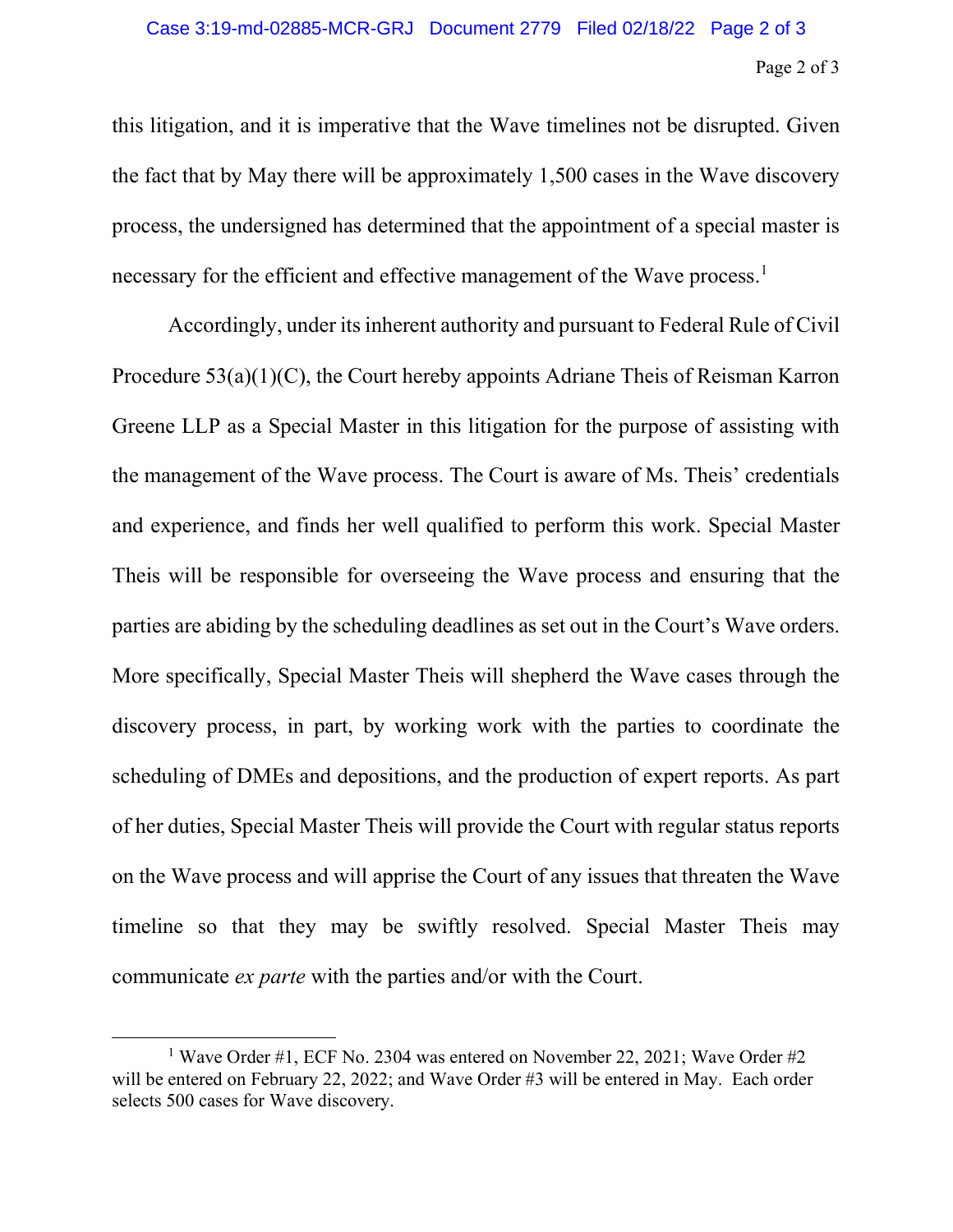this litigation, and it is imperative that the Wave timelines not be disrupted. Given the fact that by May there will be approximately 1,500 cases in the Wave discovery process, the undersigned has determined that the appointment of a special master is necessary for the efficient and effective management of the Wave process.[1]

Accordingly, under its inherent authority and pursuant to Federal Rule of Civil Procedure 53(a)(1)(C), the Court hereby appoints Adriane Theis of Reisman Karron Greene LLP as a Special Master in this litigation for the purpose of assisting with the management of the Wave process. The Court is aware of Ms. Theis' credentials and experience, and finds her well qualified to perform this work. Special Master Theis will be responsible for overseeing the Wave process and ensuring that the parties are abiding by the scheduling deadlines as set out in the Court's Wave orders. More specifically, Special Master Theis will shepherd the Wave cases through the discovery process, in part, by working work with the parties to coordinate the scheduling of DMEs and depositions, and the production of expert reports. As part of her duties, Special Master Theis will provide the Court with regular status reports on the Wave process and will apprise the Court of any issues that threaten the Wave timeline so that they may be swiftly resolved. Special Master Theis may communicate *ex parte* with the parties and/or with the Court.

---

[1] Wave Order #1, ECF No. 2304 was entered on November 22, 2021; Wave Order #2 will be entered on February 22, 2022; and Wave Order #3 will be entered in May. Each order selects 500 cases for Wave discovery.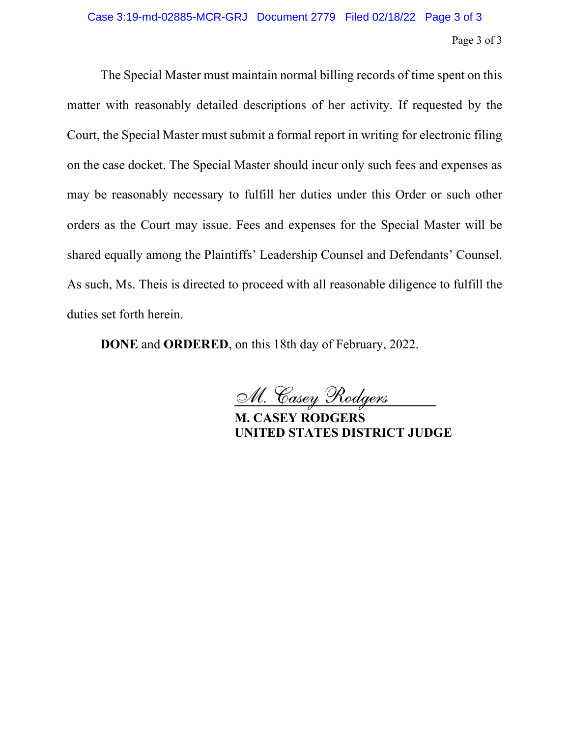The Special Master must maintain normal billing records of time spent on this matter with reasonably detailed descriptions of her activity. If requested by the Court, the Special Master must submit a formal report in writing for electronic filing on the case docket. The Special Master should incur only such fees and expenses as may be reasonably necessary to fulfill her duties under this Order or such other orders as the Court may issue. Fees and expenses for the Special Master will be shared equally among the Plaintiffs' Leadership Counsel and Defendants' Counsel. As such, Ms. Theis is directed to proceed with all reasonable diligence to fulfill the duties set forth herein.

**DONE** and **ORDERED**, on this 18th day of February, 2022.

*M. Casey Rodgers*

**M. CASEY RODGERS**
**UNITED STATES DISTRICT JUDGE**